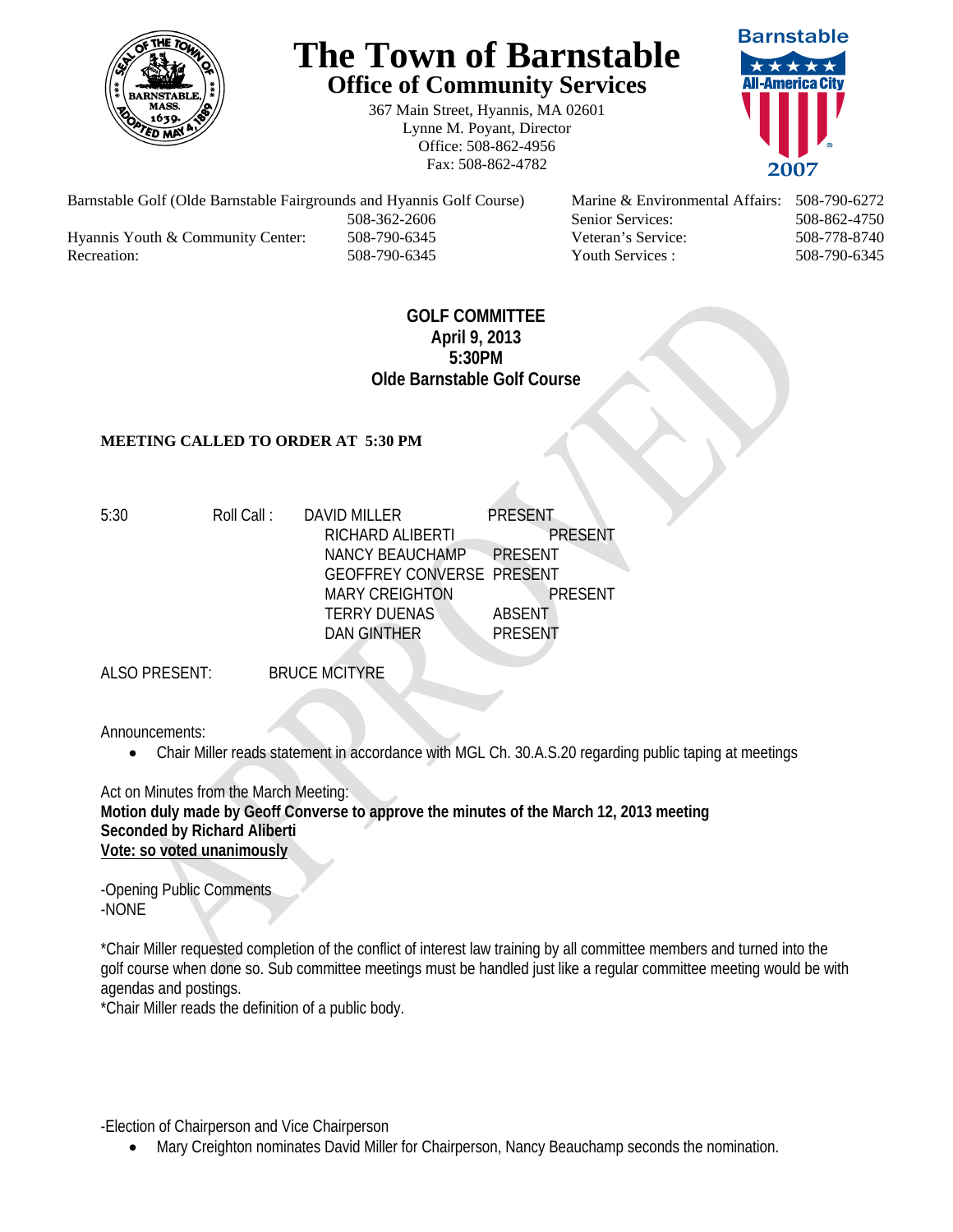# The Town of Barnstable

## Office of Community Services

367 Main Street, Hyannis, MA 02601
Lynne M. Poyant, Director
Office: 508-862-4956
Fax: 508-862-4782

| | | | |
|---|---|---|---|
| Barnstable Golf (Olde Barnstable Fairgrounds and Hyannis Golf Course) | 508-362-2606 | Marine & Environmental Affairs: | 508-790-6272 |
| | | Senior Services: | 508-862-4750 |
| Hyannis Youth & Community Center: | 508-790-6345 | Veteran's Service: | 508-778-8740 |
| Recreation: | 508-790-6345 | Youth Services : | 508-790-6345 |

**GOLF COMMITTEE**
**April 9, 2013**
**5:30PM**
**Olde Barnstable Golf Course**

**MEETING CALLED TO ORDER AT 5:30 PM**

5:30 Roll Call :

| | |
|---|---|
| DAVID MILLER | PRESENT |
| RICHARD ALIBERTI | PRESENT |
| NANCY BEAUCHAMP | PRESENT |
| GEOFFREY CONVERSE | PRESENT |
| MARY CREIGHTON | PRESENT |
| TERRY DUENAS | ABSENT |
| DAN GINTHER | PRESENT |

ALSO PRESENT: BRUCE MCITYRE

Announcements:

- Chair Miller reads statement in accordance with MGL Ch. 30.A.S.20 regarding public taping at meetings

Act on Minutes from the March Meeting:
**Motion duly made by Geoff Converse to approve the minutes of the March 12, 2013 meeting**
**Seconded by Richard Aliberti**
**<u>Vote: so voted unanimously</u>**

-Opening Public Comments
-NONE

*Chair Miller requested completion of the conflict of interest law training by all committee members and turned into the golf course when done so. Sub committee meetings must be handled just like a regular committee meeting would be with agendas and postings.
*Chair Miller reads the definition of a public body.

-Election of Chairperson and Vice Chairperson

- Mary Creighton nominates David Miller for Chairperson, Nancy Beauchamp seconds the nomination.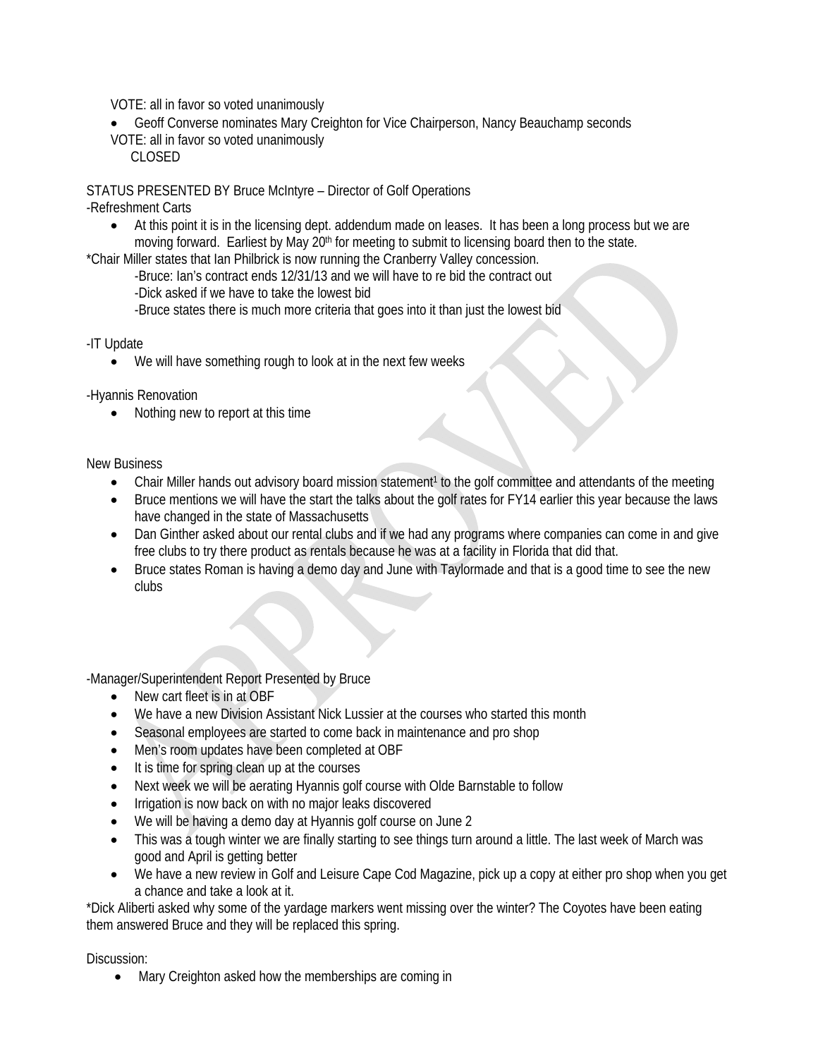VOTE: all in favor so voted unanimously

- Geoff Converse nominates Mary Creighton for Vice Chairperson, Nancy Beauchamp seconds

VOTE: all in favor so voted unanimously

CLOSED

STATUS PRESENTED BY Bruce McIntyre – Director of Golf Operations

-Refreshment Carts

- At this point it is in the licensing dept. addendum made on leases. It has been a long process but we are moving forward. Earliest by May 20th for meeting to submit to licensing board then to the state.

*Chair Miller states that Ian Philbrick is now running the Cranberry Valley concession.

-Bruce: Ian's contract ends 12/31/13 and we will have to re bid the contract out

-Dick asked if we have to take the lowest bid

-Bruce states there is much more criteria that goes into it than just the lowest bid

-IT Update

- We will have something rough to look at in the next few weeks

-Hyannis Renovation

- Nothing new to report at this time

New Business

- Chair Miller hands out advisory board mission statement[1] to the golf committee and attendants of the meeting
- Bruce mentions we will have the start the talks about the golf rates for FY14 earlier this year because the laws have changed in the state of Massachusetts
- Dan Ginther asked about our rental clubs and if we had any programs where companies can come in and give free clubs to try there product as rentals because he was at a facility in Florida that did that.
- Bruce states Roman is having a demo day and June with Taylormade and that is a good time to see the new clubs

-Manager/Superintendent Report Presented by Bruce

- New cart fleet is in at OBF
- We have a new Division Assistant Nick Lussier at the courses who started this month
- Seasonal employees are started to come back in maintenance and pro shop
- Men's room updates have been completed at OBF
- It is time for spring clean up at the courses
- Next week we will be aerating Hyannis golf course with Olde Barnstable to follow
- Irrigation is now back on with no major leaks discovered
- We will be having a demo day at Hyannis golf course on June 2
- This was a tough winter we are finally starting to see things turn around a little. The last week of March was good and April is getting better
- We have a new review in Golf and Leisure Cape Cod Magazine, pick up a copy at either pro shop when you get a chance and take a look at it.

*Dick Aliberti asked why some of the yardage markers went missing over the winter? The Coyotes have been eating them answered Bruce and they will be replaced this spring.

Discussion:

- Mary Creighton asked how the memberships are coming in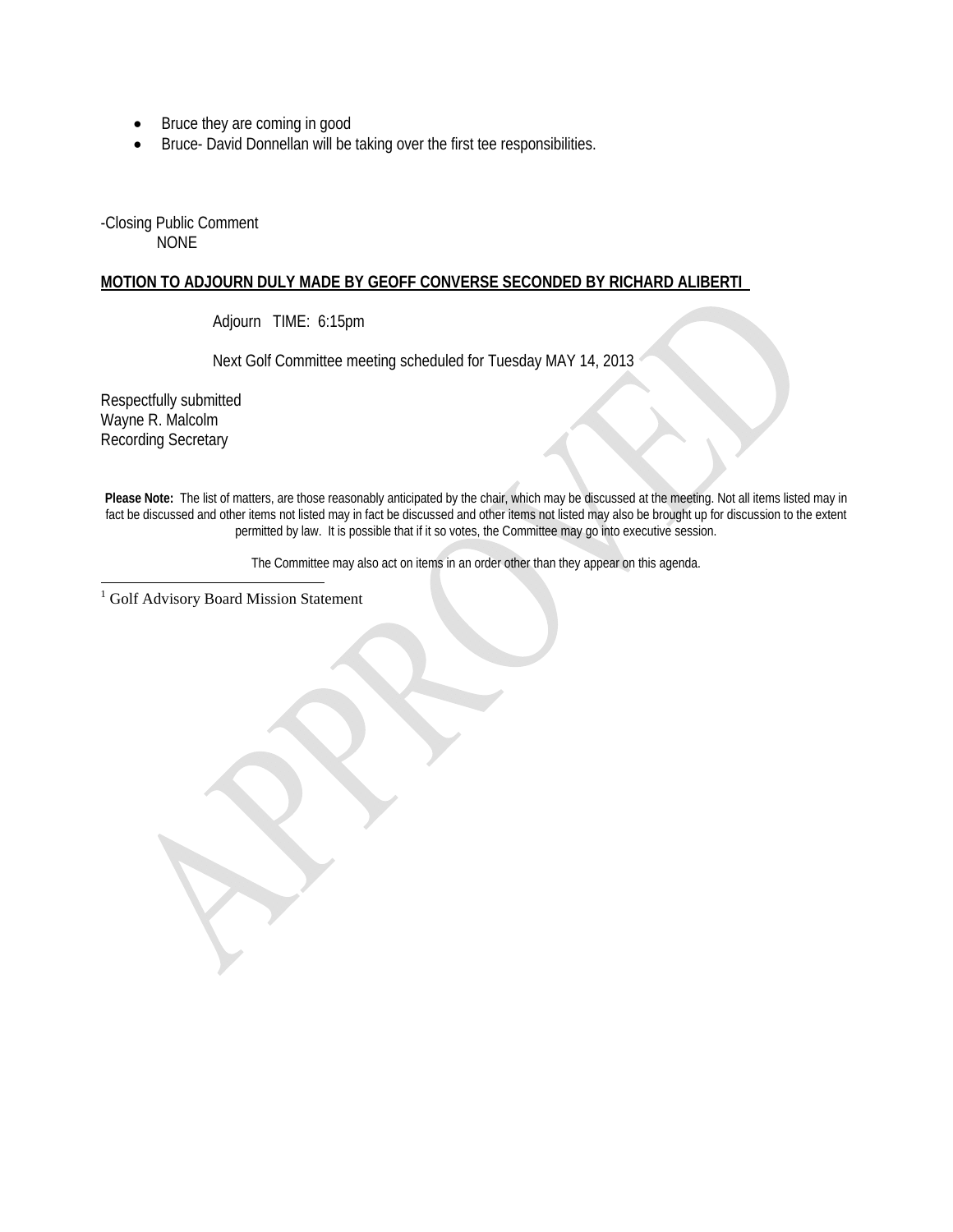- Bruce they are coming in good
- Bruce- David Donnellan will be taking over the first tee responsibilities.

-Closing Public Comment
NONE

**MOTION TO ADJOURN DULY MADE BY GEOFF CONVERSE SECONDED BY RICHARD ALIBERTI**

Adjourn TIME: 6:15pm

Next Golf Committee meeting scheduled for Tuesday MAY 14, 2013

Respectfully submitted
Wayne R. Malcolm
Recording Secretary

**Please Note:** The list of matters, are those reasonably anticipated by the chair, which may be discussed at the meeting. Not all items listed may in fact be discussed and other items not listed may in fact be discussed and other items not listed may also be brought up for discussion to the extent permitted by law. It is possible that if it so votes, the Committee may go into executive session.

The Committee may also act on items in an order other than they appear on this agenda.

[1] Golf Advisory Board Mission Statement